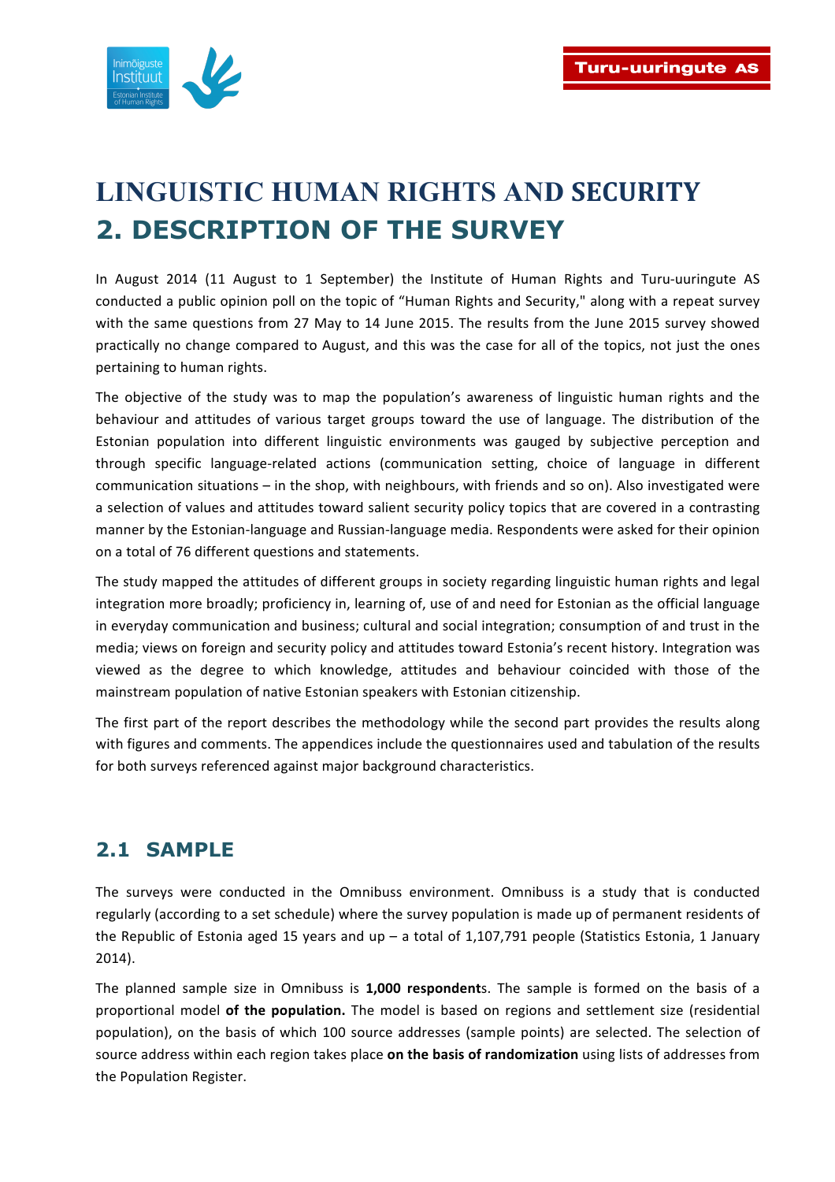# LINGUISTIC HUMAN RIGHTS AND SECURITY

## 2. DESCRIPTION OF THE SURVEY

In August 2014 (11 August to 1 September) the Institute of Human Rights and Turu-uuringute AS conducted a public opinion poll on the topic of "Human Rights and Security," along with a repeat survey with the same questions from 27 May to 14 June 2015. The results from the June 2015 survey showed practically no change compared to August, and this was the case for all of the topics, not just the ones pertaining to human rights.

The objective of the study was to map the population's awareness of linguistic human rights and the behaviour and attitudes of various target groups toward the use of language. The distribution of the Estonian population into different linguistic environments was gauged by subjective perception and through specific language-related actions (communication setting, choice of language in different communication situations – in the shop, with neighbours, with friends and so on). Also investigated were a selection of values and attitudes toward salient security policy topics that are covered in a contrasting manner by the Estonian-language and Russian-language media. Respondents were asked for their opinion on a total of 76 different questions and statements.

The study mapped the attitudes of different groups in society regarding linguistic human rights and legal integration more broadly; proficiency in, learning of, use of and need for Estonian as the official language in everyday communication and business; cultural and social integration; consumption of and trust in the media; views on foreign and security policy and attitudes toward Estonia's recent history. Integration was viewed as the degree to which knowledge, attitudes and behaviour coincided with those of the mainstream population of native Estonian speakers with Estonian citizenship.

The first part of the report describes the methodology while the second part provides the results along with figures and comments. The appendices include the questionnaires used and tabulation of the results for both surveys referenced against major background characteristics.

### 2.1 SAMPLE

The surveys were conducted in the Omnibuss environment. Omnibuss is a study that is conducted regularly (according to a set schedule) where the survey population is made up of permanent residents of the Republic of Estonia aged 15 years and up – a total of 1,107,791 people (Statistics Estonia, 1 January 2014).

The planned sample size in Omnibuss is **1,000 respondent**s. The sample is formed on the basis of a proportional model **of the population.** The model is based on regions and settlement size (residential population), on the basis of which 100 source addresses (sample points) are selected. The selection of source address within each region takes place **on the basis of randomization** using lists of addresses from the Population Register.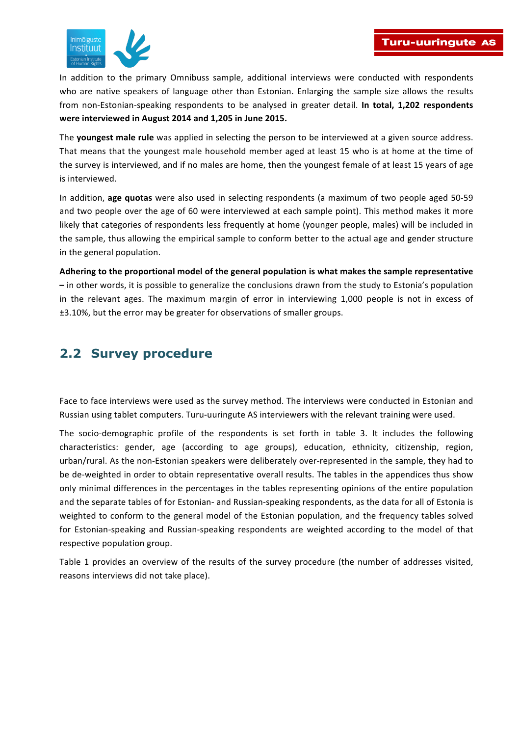In addition to the primary Omnibuss sample, additional interviews were conducted with respondents who are native speakers of language other than Estonian. Enlarging the sample size allows the results from non-Estonian-speaking respondents to be analysed in greater detail. **In total, 1,202 respondents were interviewed in August 2014 and 1,205 in June 2015.**

The **youngest male rule** was applied in selecting the person to be interviewed at a given source address. That means that the youngest male household member aged at least 15 who is at home at the time of the survey is interviewed, and if no males are home, then the youngest female of at least 15 years of age is interviewed.

In addition, **age quotas** were also used in selecting respondents (a maximum of two people aged 50-59 and two people over the age of 60 were interviewed at each sample point). This method makes it more likely that categories of respondents less frequently at home (younger people, males) will be included in the sample, thus allowing the empirical sample to conform better to the actual age and gender structure in the general population.

**Adhering to the proportional model of the general population is what makes the sample representative –** in other words, it is possible to generalize the conclusions drawn from the study to Estonia's population in the relevant ages. The maximum margin of error in interviewing 1,000 people is not in excess of ±3.10%, but the error may be greater for observations of smaller groups.

## 2.2 Survey procedure

Face to face interviews were used as the survey method. The interviews were conducted in Estonian and Russian using tablet computers. Turu-uuringute AS interviewers with the relevant training were used.

The socio-demographic profile of the respondents is set forth in table 3. It includes the following characteristics: gender, age (according to age groups), education, ethnicity, citizenship, region, urban/rural. As the non-Estonian speakers were deliberately over-represented in the sample, they had to be de-weighted in order to obtain representative overall results. The tables in the appendices thus show only minimal differences in the percentages in the tables representing opinions of the entire population and the separate tables of for Estonian- and Russian-speaking respondents, as the data for all of Estonia is weighted to conform to the general model of the Estonian population, and the frequency tables solved for Estonian-speaking and Russian-speaking respondents are weighted according to the model of that respective population group.

Table 1 provides an overview of the results of the survey procedure (the number of addresses visited, reasons interviews did not take place).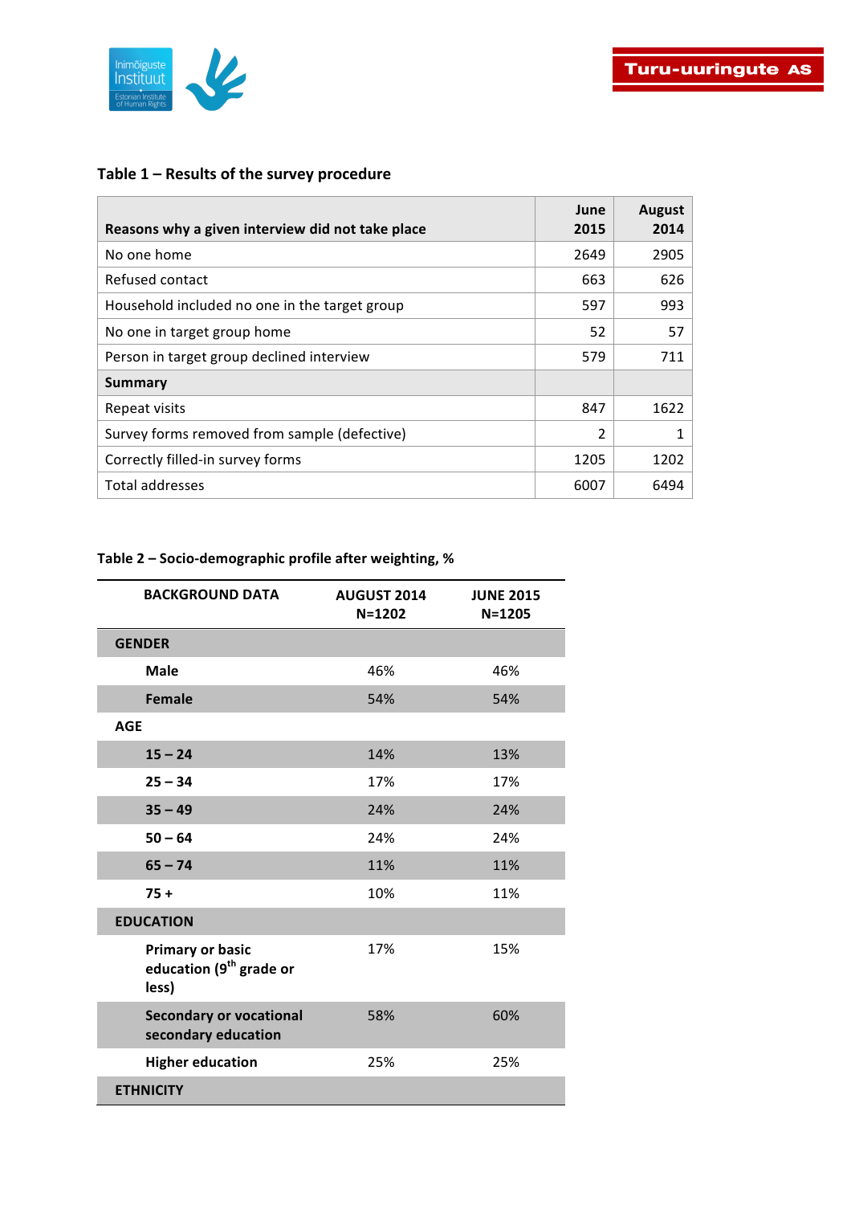### Table 1 – Results of the survey procedure

| Reasons why a given interview did not take place | June 2015 | August 2014 |
|---|---|---|
| No one home | 2649 | 2905 |
| Refused contact | 663 | 626 |
| Household included no one in the target group | 597 | 993 |
| No one in target group home | 52 | 57 |
| Person in target group declined interview | 579 | 711 |
| **Summary** | | |
| Repeat visits | 847 | 1622 |
| Survey forms removed from sample (defective) | 2 | 1 |
| Correctly filled-in survey forms | 1205 | 1202 |
| Total addresses | 6007 | 6494 |

### Table 2 – Socio-demographic profile after weighting, %

| BACKGROUND DATA | AUGUST 2014 N=1202 | JUNE 2015 N=1205 |
|---|---|---|
| **GENDER** | | |
| **Male** | 46% | 46% |
| **Female** | 54% | 54% |
| **AGE** | | |
| **15 – 24** | 14% | 13% |
| **25 – 34** | 17% | 17% |
| **35 – 49** | 24% | 24% |
| **50 – 64** | 24% | 24% |
| **65 – 74** | 11% | 11% |
| **75 +** | 10% | 11% |
| **EDUCATION** | | |
| **Primary or basic education (9th grade or less)** | 17% | 15% |
| **Secondary or vocational secondary education** | 58% | 60% |
| **Higher education** | 25% | 25% |
| **ETHNICITY** | | |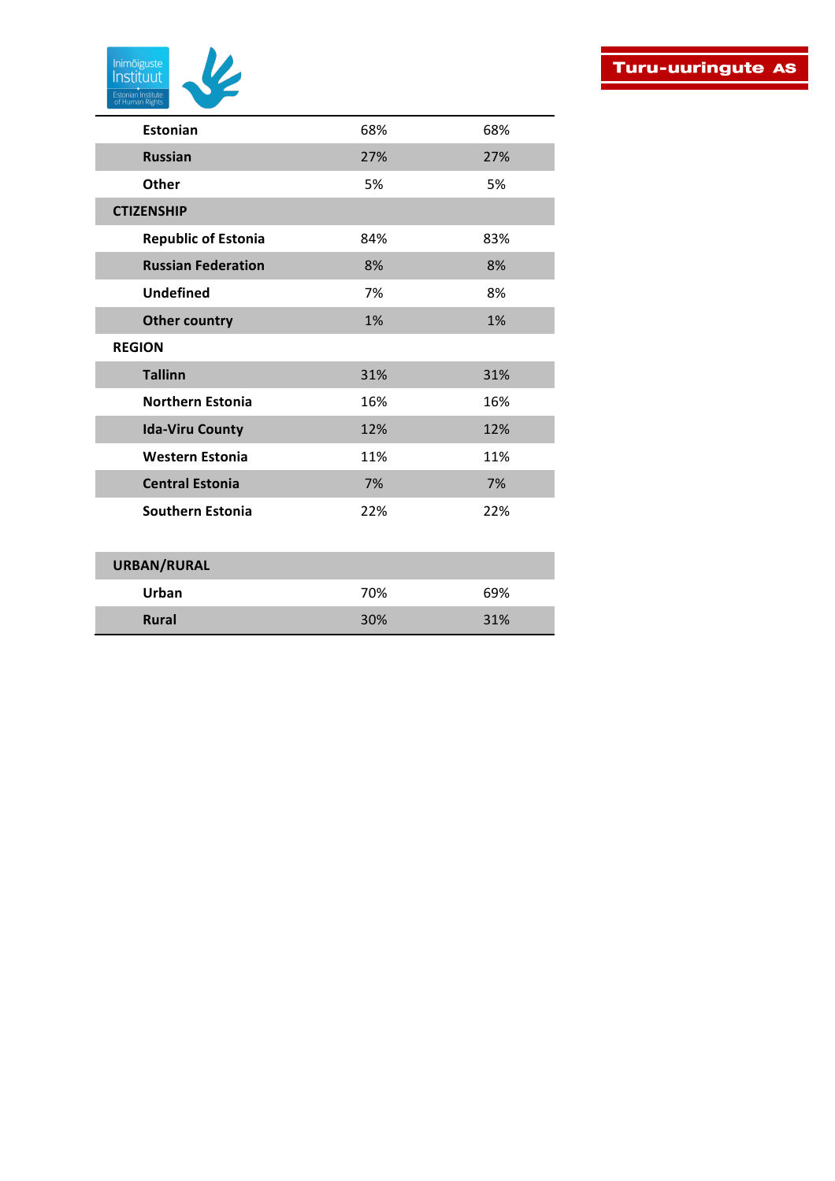| | | |
|---|---|---|
| Estonian | 68% | 68% |
| Russian | 27% | 27% |
| Other | 5% | 5% |
| **CTIZENSHIP** | | |
| Republic of Estonia | 84% | 83% |
| Russian Federation | 8% | 8% |
| Undefined | 7% | 8% |
| Other country | 1% | 1% |
| **REGION** | | |
| Tallinn | 31% | 31% |
| Northern Estonia | 16% | 16% |
| Ida-Viru County | 12% | 12% |
| Western Estonia | 11% | 11% |
| Central Estonia | 7% | 7% |
| Southern Estonia | 22% | 22% |
| **URBAN/RURAL** | | |
| Urban | 70% | 69% |
| Rural | 30% | 31% |